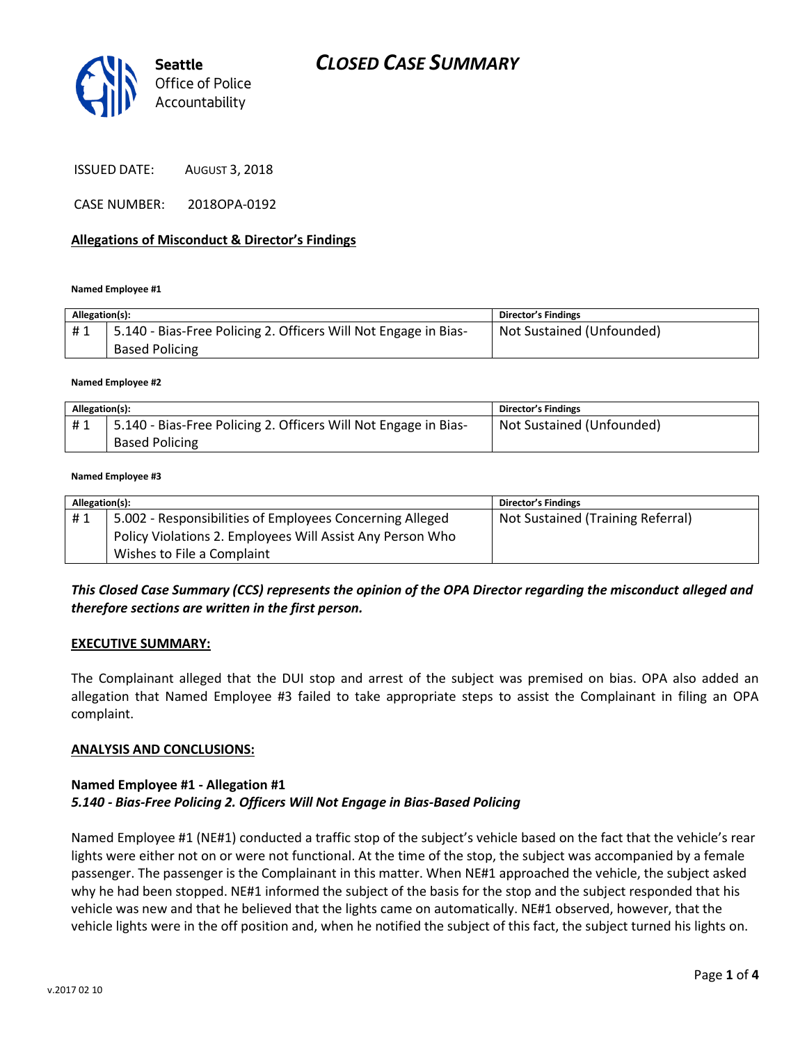Seattle Office of Police Accountability

# CLOSED CASE SUMMARY

ISSUED DATE: AUGUST 3, 2018

CASE NUMBER: 2018OPA-0192

**Allegations of Misconduct & Director's Findings**

**Named Employee #1**

| Allegation(s): | | Director's Findings |
|---|---|---|
| # 1 | 5.140 - Bias-Free Policing 2. Officers Will Not Engage in Bias-Based Policing | Not Sustained (Unfounded) |

**Named Employee #2**

| Allegation(s): | | Director's Findings |
|---|---|---|
| # 1 | 5.140 - Bias-Free Policing 2. Officers Will Not Engage in Bias-Based Policing | Not Sustained (Unfounded) |

**Named Employee #3**

| Allegation(s): | | Director's Findings |
|---|---|---|
| # 1 | 5.002 - Responsibilities of Employees Concerning Alleged Policy Violations 2. Employees Will Assist Any Person Who Wishes to File a Complaint | Not Sustained (Training Referral) |

***This Closed Case Summary (CCS) represents the opinion of the OPA Director regarding the misconduct alleged and therefore sections are written in the first person.***

**EXECUTIVE SUMMARY:**

The Complainant alleged that the DUI stop and arrest of the subject was premised on bias. OPA also added an allegation that Named Employee #3 failed to take appropriate steps to assist the Complainant in filing an OPA complaint.

**ANALYSIS AND CONCLUSIONS:**

**Named Employee #1 - Allegation #1**
***5.140 - Bias-Free Policing 2. Officers Will Not Engage in Bias-Based Policing***

Named Employee #1 (NE#1) conducted a traffic stop of the subject's vehicle based on the fact that the vehicle's rear lights were either not on or were not functional. At the time of the stop, the subject was accompanied by a female passenger. The passenger is the Complainant in this matter. When NE#1 approached the vehicle, the subject asked why he had been stopped. NE#1 informed the subject of the basis for the stop and the subject responded that his vehicle was new and that he believed that the lights came on automatically. NE#1 observed, however, that the vehicle lights were in the off position and, when he notified the subject of this fact, the subject turned his lights on.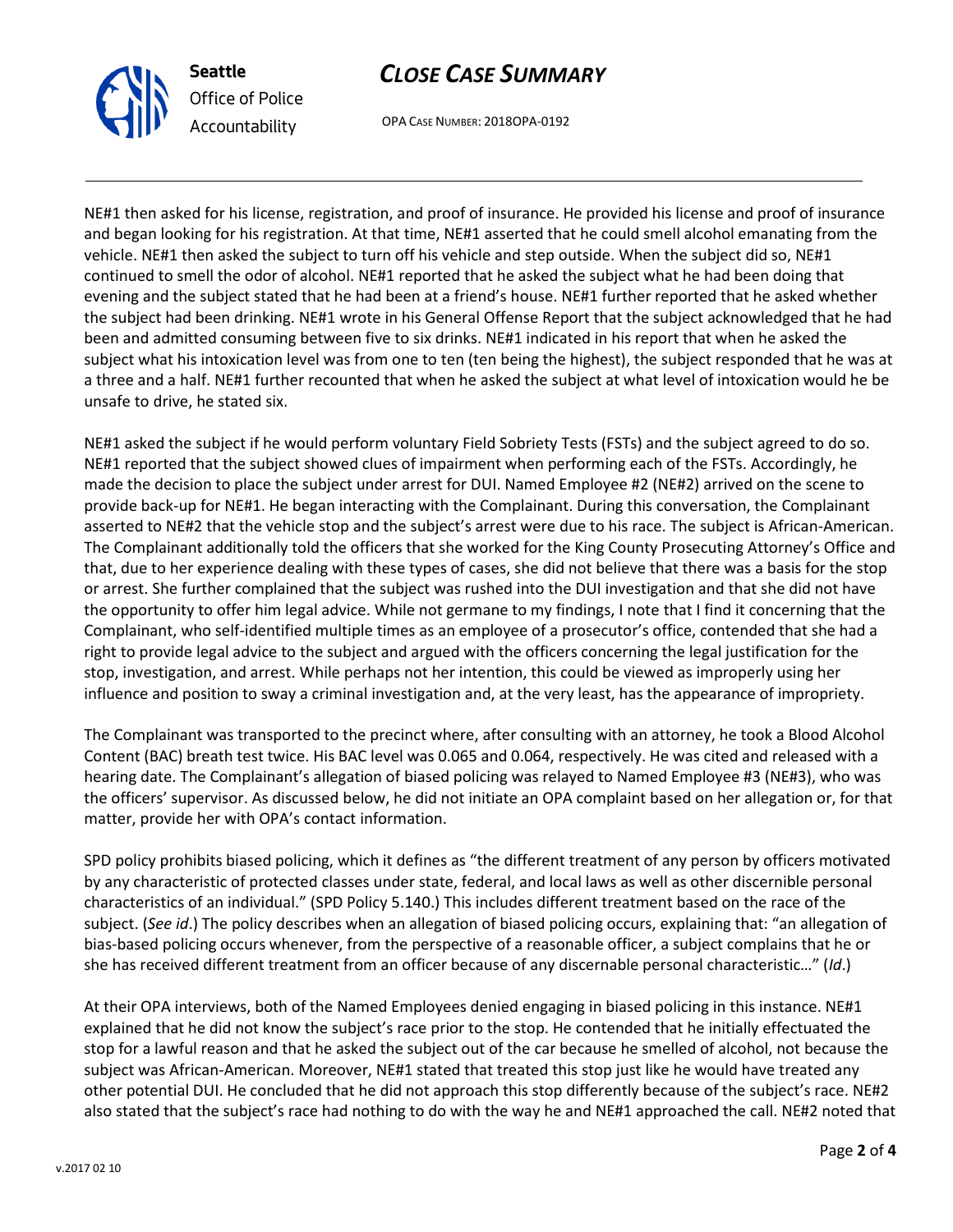NE#1 then asked for his license, registration, and proof of insurance. He provided his license and proof of insurance and began looking for his registration. At that time, NE#1 asserted that he could smell alcohol emanating from the vehicle. NE#1 then asked the subject to turn off his vehicle and step outside. When the subject did so, NE#1 continued to smell the odor of alcohol. NE#1 reported that he asked the subject what he had been doing that evening and the subject stated that he had been at a friend's house. NE#1 further reported that he asked whether the subject had been drinking. NE#1 wrote in his General Offense Report that the subject acknowledged that he had been and admitted consuming between five to six drinks. NE#1 indicated in his report that when he asked the subject what his intoxication level was from one to ten (ten being the highest), the subject responded that he was at a three and a half. NE#1 further recounted that when he asked the subject at what level of intoxication would he be unsafe to drive, he stated six.

NE#1 asked the subject if he would perform voluntary Field Sobriety Tests (FSTs) and the subject agreed to do so. NE#1 reported that the subject showed clues of impairment when performing each of the FSTs. Accordingly, he made the decision to place the subject under arrest for DUI. Named Employee #2 (NE#2) arrived on the scene to provide back-up for NE#1. He began interacting with the Complainant. During this conversation, the Complainant asserted to NE#2 that the vehicle stop and the subject's arrest were due to his race. The subject is African-American. The Complainant additionally told the officers that she worked for the King County Prosecuting Attorney's Office and that, due to her experience dealing with these types of cases, she did not believe that there was a basis for the stop or arrest. She further complained that the subject was rushed into the DUI investigation and that she did not have the opportunity to offer him legal advice. While not germane to my findings, I note that I find it concerning that the Complainant, who self-identified multiple times as an employee of a prosecutor's office, contended that she had a right to provide legal advice to the subject and argued with the officers concerning the legal justification for the stop, investigation, and arrest. While perhaps not her intention, this could be viewed as improperly using her influence and position to sway a criminal investigation and, at the very least, has the appearance of impropriety.

The Complainant was transported to the precinct where, after consulting with an attorney, he took a Blood Alcohol Content (BAC) breath test twice. His BAC level was 0.065 and 0.064, respectively. He was cited and released with a hearing date. The Complainant's allegation of biased policing was relayed to Named Employee #3 (NE#3), who was the officers' supervisor. As discussed below, he did not initiate an OPA complaint based on her allegation or, for that matter, provide her with OPA's contact information.

SPD policy prohibits biased policing, which it defines as "the different treatment of any person by officers motivated by any characteristic of protected classes under state, federal, and local laws as well as other discernible personal characteristics of an individual." (SPD Policy 5.140.) This includes different treatment based on the race of the subject. (*See id*.) The policy describes when an allegation of biased policing occurs, explaining that: "an allegation of bias-based policing occurs whenever, from the perspective of a reasonable officer, a subject complains that he or she has received different treatment from an officer because of any discernable personal characteristic…" (*Id*.)

At their OPA interviews, both of the Named Employees denied engaging in biased policing in this instance. NE#1 explained that he did not know the subject's race prior to the stop. He contended that he initially effectuated the stop for a lawful reason and that he asked the subject out of the car because he smelled of alcohol, not because the subject was African-American. Moreover, NE#1 stated that treated this stop just like he would have treated any other potential DUI. He concluded that he did not approach this stop differently because of the subject's race. NE#2 also stated that the subject's race had nothing to do with the way he and NE#1 approached the call. NE#2 noted that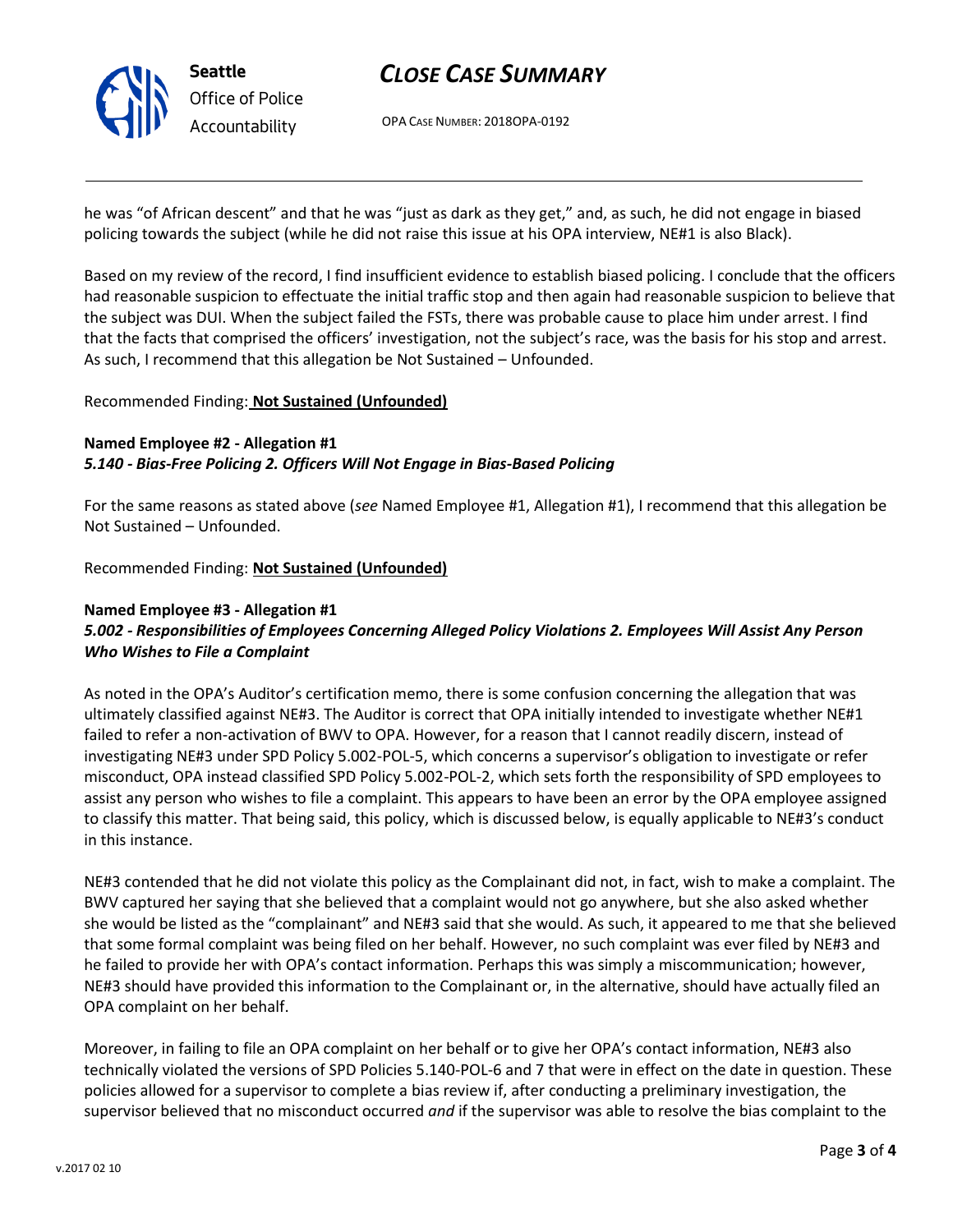he was "of African descent" and that he was "just as dark as they get," and, as such, he did not engage in biased policing towards the subject (while he did not raise this issue at his OPA interview, NE#1 is also Black).

Based on my review of the record, I find insufficient evidence to establish biased policing. I conclude that the officers had reasonable suspicion to effectuate the initial traffic stop and then again had reasonable suspicion to believe that the subject was DUI. When the subject failed the FSTs, there was probable cause to place him under arrest. I find that the facts that comprised the officers' investigation, not the subject's race, was the basis for his stop and arrest. As such, I recommend that this allegation be Not Sustained – Unfounded.

Recommended Finding: **Not Sustained (Unfounded)**

**Named Employee #2 - Allegation #1**
***5.140 - Bias-Free Policing 2. Officers Will Not Engage in Bias-Based Policing***

For the same reasons as stated above (*see* Named Employee #1, Allegation #1), I recommend that this allegation be Not Sustained – Unfounded.

Recommended Finding: **Not Sustained (Unfounded)**

**Named Employee #3 - Allegation #1**
***5.002 - Responsibilities of Employees Concerning Alleged Policy Violations 2. Employees Will Assist Any Person Who Wishes to File a Complaint***

As noted in the OPA's Auditor's certification memo, there is some confusion concerning the allegation that was ultimately classified against NE#3. The Auditor is correct that OPA initially intended to investigate whether NE#1 failed to refer a non-activation of BWV to OPA. However, for a reason that I cannot readily discern, instead of investigating NE#3 under SPD Policy 5.002-POL-5, which concerns a supervisor's obligation to investigate or refer misconduct, OPA instead classified SPD Policy 5.002-POL-2, which sets forth the responsibility of SPD employees to assist any person who wishes to file a complaint. This appears to have been an error by the OPA employee assigned to classify this matter. That being said, this policy, which is discussed below, is equally applicable to NE#3's conduct in this instance.

NE#3 contended that he did not violate this policy as the Complainant did not, in fact, wish to make a complaint. The BWV captured her saying that she believed that a complaint would not go anywhere, but she also asked whether she would be listed as the "complainant" and NE#3 said that she would. As such, it appeared to me that she believed that some formal complaint was being filed on her behalf. However, no such complaint was ever filed by NE#3 and he failed to provide her with OPA's contact information. Perhaps this was simply a miscommunication; however, NE#3 should have provided this information to the Complainant or, in the alternative, should have actually filed an OPA complaint on her behalf.

Moreover, in failing to file an OPA complaint on her behalf or to give her OPA's contact information, NE#3 also technically violated the versions of SPD Policies 5.140-POL-6 and 7 that were in effect on the date in question. These policies allowed for a supervisor to complete a bias review if, after conducting a preliminary investigation, the supervisor believed that no misconduct occurred *and* if the supervisor was able to resolve the bias complaint to the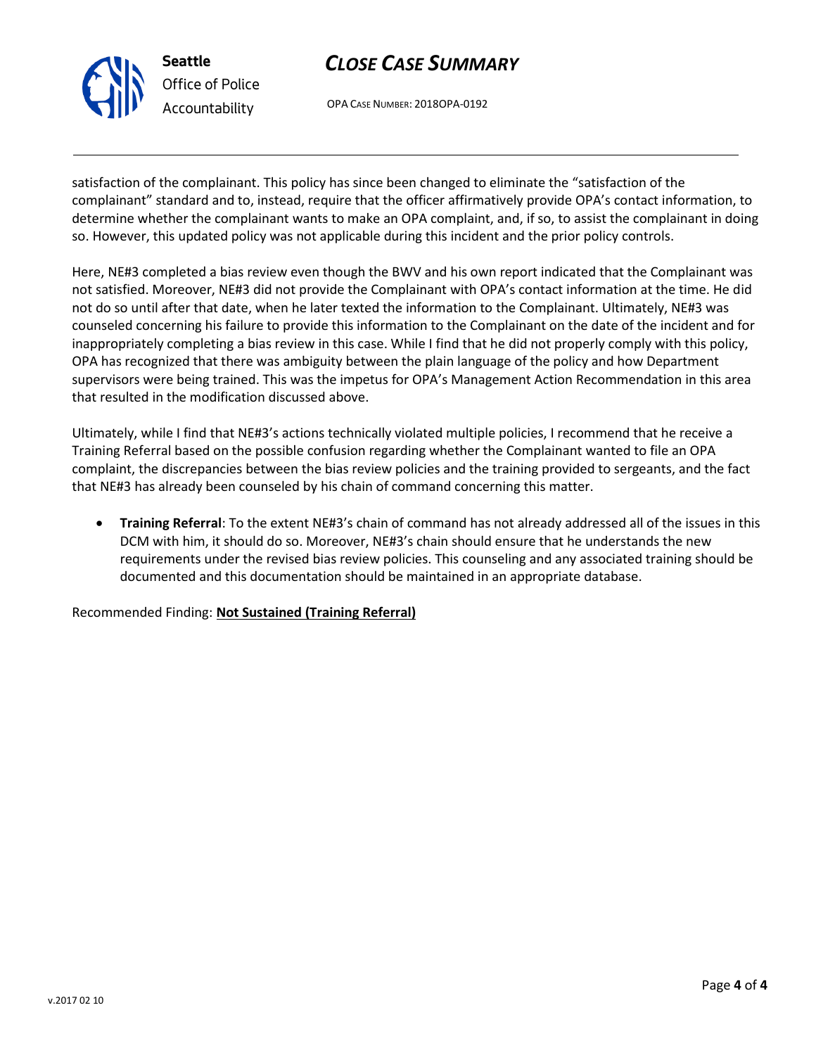satisfaction of the complainant. This policy has since been changed to eliminate the "satisfaction of the complainant" standard and to, instead, require that the officer affirmatively provide OPA's contact information, to determine whether the complainant wants to make an OPA complaint, and, if so, to assist the complainant in doing so. However, this updated policy was not applicable during this incident and the prior policy controls.

Here, NE#3 completed a bias review even though the BWV and his own report indicated that the Complainant was not satisfied. Moreover, NE#3 did not provide the Complainant with OPA's contact information at the time. He did not do so until after that date, when he later texted the information to the Complainant. Ultimately, NE#3 was counseled concerning his failure to provide this information to the Complainant on the date of the incident and for inappropriately completing a bias review in this case. While I find that he did not properly comply with this policy, OPA has recognized that there was ambiguity between the plain language of the policy and how Department supervisors were being trained. This was the impetus for OPA's Management Action Recommendation in this area that resulted in the modification discussed above.

Ultimately, while I find that NE#3's actions technically violated multiple policies, I recommend that he receive a Training Referral based on the possible confusion regarding whether the Complainant wanted to file an OPA complaint, the discrepancies between the bias review policies and the training provided to sergeants, and the fact that NE#3 has already been counseled by his chain of command concerning this matter.

- **Training Referral**: To the extent NE#3's chain of command has not already addressed all of the issues in this DCM with him, it should do so. Moreover, NE#3's chain should ensure that he understands the new requirements under the revised bias review policies. This counseling and any associated training should be documented and this documentation should be maintained in an appropriate database.

Recommended Finding: **Not Sustained (Training Referral)**